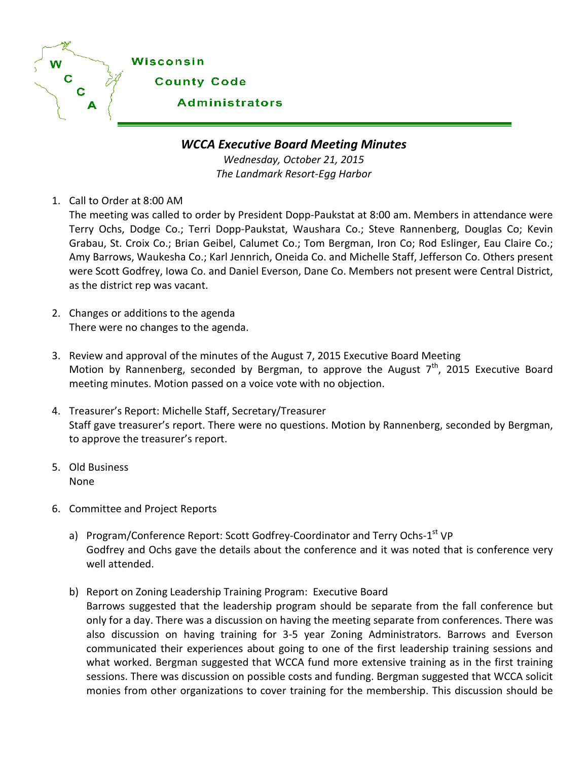Wisconsin

County Code

Administrators

## *WCCA Executive Board Meeting Minutes*

*Wednesday, October 21, 2015*
*The Landmark Resort-Egg Harbor*

1. Call to Order at 8:00 AM
   The meeting was called to order by President Dopp-Paukstat at 8:00 am. Members in attendance were Terry Ochs, Dodge Co.; Terri Dopp-Paukstat, Waushara Co.; Steve Rannenberg, Douglas Co; Kevin Grabau, St. Croix Co.; Brian Geibel, Calumet Co.; Tom Bergman, Iron Co; Rod Eslinger, Eau Claire Co.; Amy Barrows, Waukesha Co.; Karl Jennrich, Oneida Co. and Michelle Staff, Jefferson Co. Others present were Scott Godfrey, Iowa Co. and Daniel Everson, Dane Co. Members not present were Central District, as the district rep was vacant.

2. Changes or additions to the agenda
   There were no changes to the agenda.

3. Review and approval of the minutes of the August 7, 2015 Executive Board Meeting
   Motion by Rannenberg, seconded by Bergman, to approve the August 7th, 2015 Executive Board meeting minutes. Motion passed on a voice vote with no objection.

4. Treasurer's Report: Michelle Staff, Secretary/Treasurer
   Staff gave treasurer's report. There were no questions. Motion by Rannenberg, seconded by Bergman, to approve the treasurer's report.

5. Old Business
   None

6. Committee and Project Reports

   a) Program/Conference Report: Scott Godfrey-Coordinator and Terry Ochs-1st VP
      Godfrey and Ochs gave the details about the conference and it was noted that is conference very well attended.

   b) Report on Zoning Leadership Training Program: Executive Board
      Barrows suggested that the leadership program should be separate from the fall conference but only for a day. There was a discussion on having the meeting separate from conferences. There was also discussion on having training for 3-5 year Zoning Administrators. Barrows and Everson communicated their experiences about going to one of the first leadership training sessions and what worked. Bergman suggested that WCCA fund more extensive training as in the first training sessions. There was discussion on possible costs and funding. Bergman suggested that WCCA solicit monies from other organizations to cover training for the membership. This discussion should be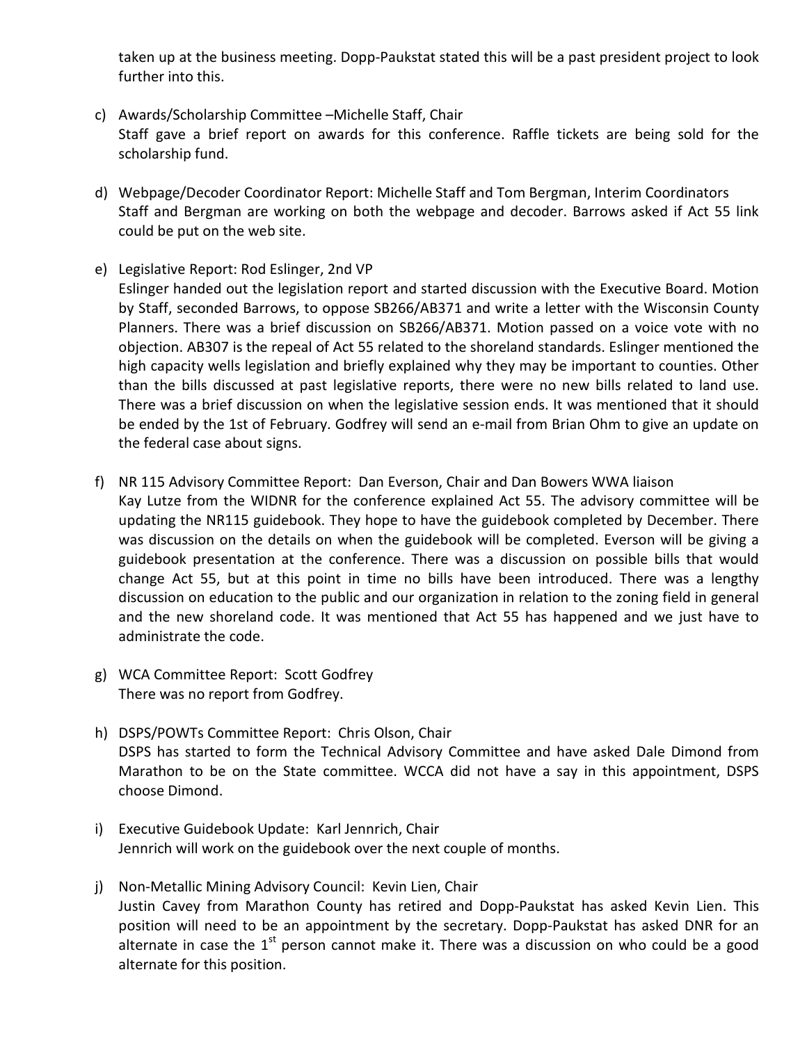taken up at the business meeting. Dopp-Paukstat stated this will be a past president project to look further into this.

c) Awards/Scholarship Committee –Michelle Staff, Chair
   Staff gave a brief report on awards for this conference. Raffle tickets are being sold for the scholarship fund.

d) Webpage/Decoder Coordinator Report: Michelle Staff and Tom Bergman, Interim Coordinators
   Staff and Bergman are working on both the webpage and decoder. Barrows asked if Act 55 link could be put on the web site.

e) Legislative Report: Rod Eslinger, 2nd VP
   Eslinger handed out the legislation report and started discussion with the Executive Board. Motion by Staff, seconded Barrows, to oppose SB266/AB371 and write a letter with the Wisconsin County Planners. There was a brief discussion on SB266/AB371. Motion passed on a voice vote with no objection. AB307 is the repeal of Act 55 related to the shoreland standards. Eslinger mentioned the high capacity wells legislation and briefly explained why they may be important to counties. Other than the bills discussed at past legislative reports, there were no new bills related to land use. There was a brief discussion on when the legislative session ends. It was mentioned that it should be ended by the 1st of February. Godfrey will send an e-mail from Brian Ohm to give an update on the federal case about signs.

f) NR 115 Advisory Committee Report: Dan Everson, Chair and Dan Bowers WWA liaison
   Kay Lutze from the WIDNR for the conference explained Act 55. The advisory committee will be updating the NR115 guidebook. They hope to have the guidebook completed by December. There was discussion on the details on when the guidebook will be completed. Everson will be giving a guidebook presentation at the conference. There was a discussion on possible bills that would change Act 55, but at this point in time no bills have been introduced. There was a lengthy discussion on education to the public and our organization in relation to the zoning field in general and the new shoreland code. It was mentioned that Act 55 has happened and we just have to administrate the code.

g) WCA Committee Report: Scott Godfrey
   There was no report from Godfrey.

h) DSPS/POWTs Committee Report: Chris Olson, Chair
   DSPS has started to form the Technical Advisory Committee and have asked Dale Dimond from Marathon to be on the State committee. WCCA did not have a say in this appointment, DSPS choose Dimond.

i) Executive Guidebook Update: Karl Jennrich, Chair
   Jennrich will work on the guidebook over the next couple of months.

j) Non-Metallic Mining Advisory Council: Kevin Lien, Chair
   Justin Cavey from Marathon County has retired and Dopp-Paukstat has asked Kevin Lien. This position will need to be an appointment by the secretary. Dopp-Paukstat has asked DNR for an alternate in case the 1st person cannot make it. There was a discussion on who could be a good alternate for this position.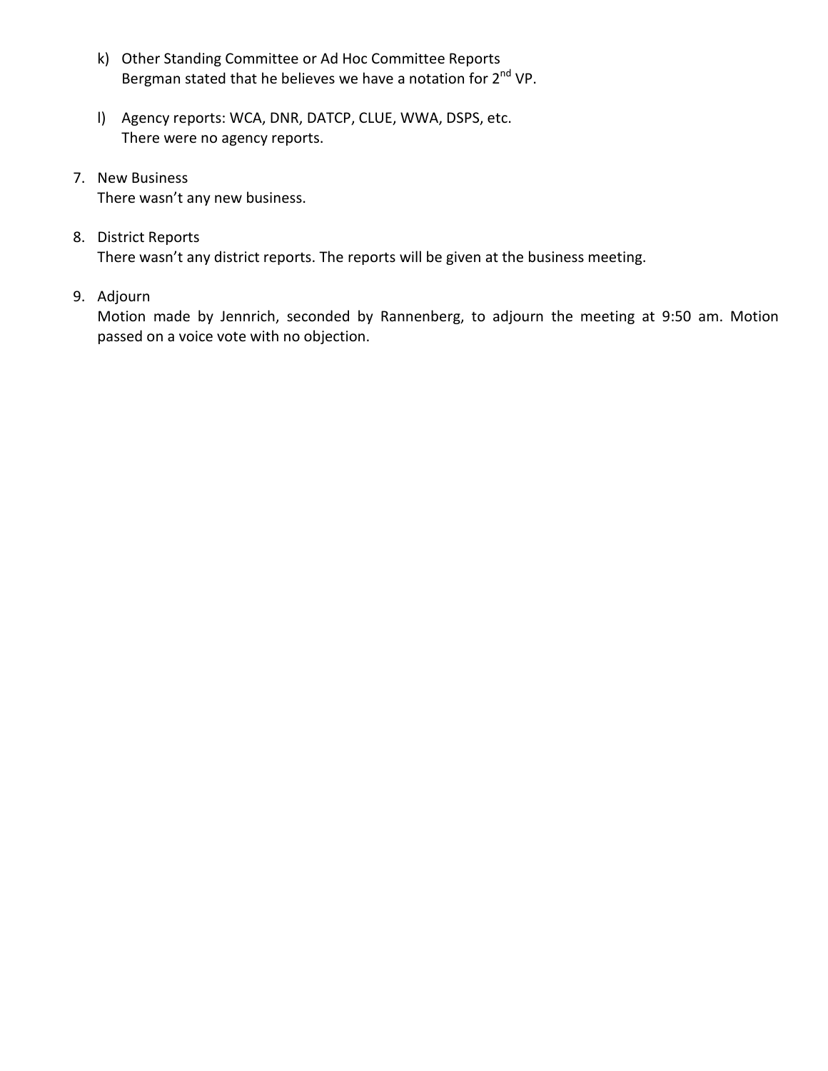k) Other Standing Committee or Ad Hoc Committee Reports
   Bergman stated that he believes we have a notation for 2nd VP.

l) Agency reports: WCA, DNR, DATCP, CLUE, WWA, DSPS, etc.
   There were no agency reports.

7. New Business
   There wasn't any new business.

8. District Reports
   There wasn't any district reports. The reports will be given at the business meeting.

9. Adjourn
   Motion made by Jennrich, seconded by Rannenberg, to adjourn the meeting at 9:50 am. Motion passed on a voice vote with no objection.